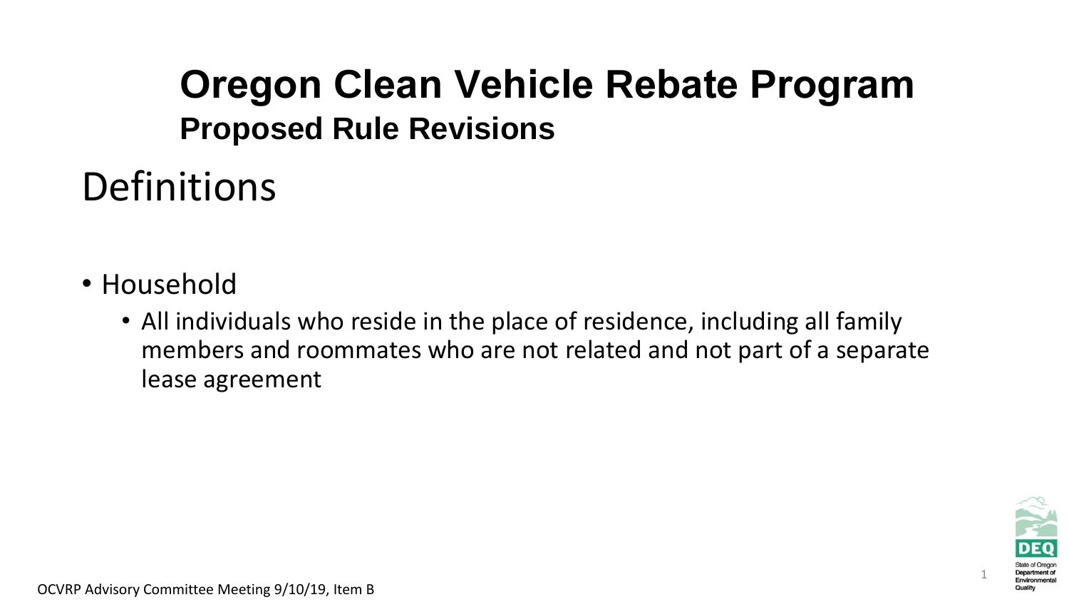# Oregon Clean Vehicle Rebate Program

## Proposed Rule Revisions

## Definitions

- Household
  - All individuals who reside in the place of residence, including all family members and roommates who are not related and not part of a separate lease agreement

OCVRP Advisory Committee Meeting 9/10/19, Item B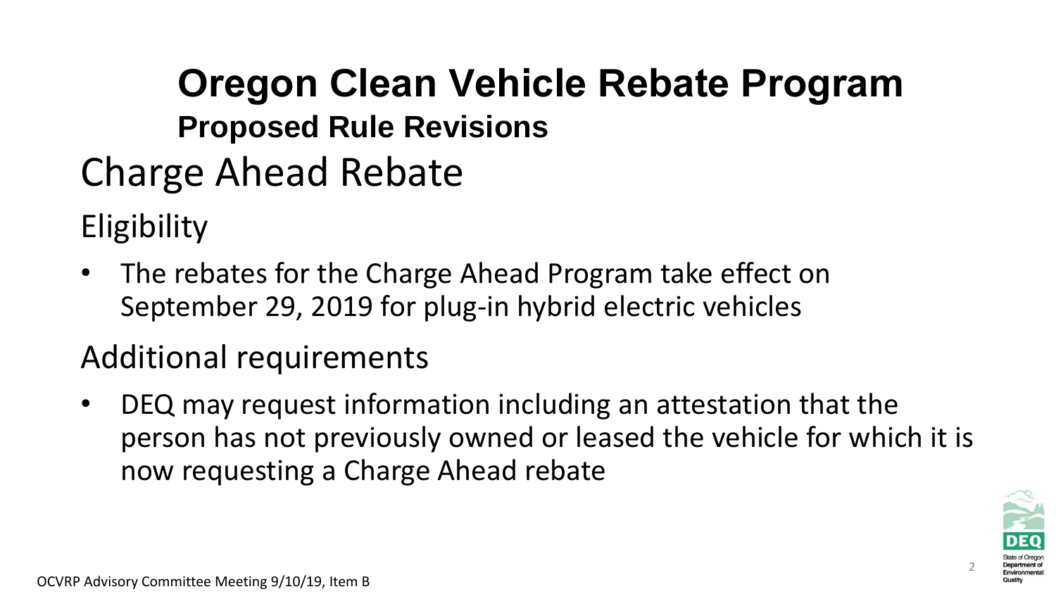# Oregon Clean Vehicle Rebate Program

### Proposed Rule Revisions

## Charge Ahead Rebate

### Eligibility

- The rebates for the Charge Ahead Program take effect on September 29, 2019 for plug-in hybrid electric vehicles

### Additional requirements

- DEQ may request information including an attestation that the person has not previously owned or leased the vehicle for which it is now requesting a Charge Ahead rebate

OCVRP Advisory Committee Meeting 9/10/19, Item B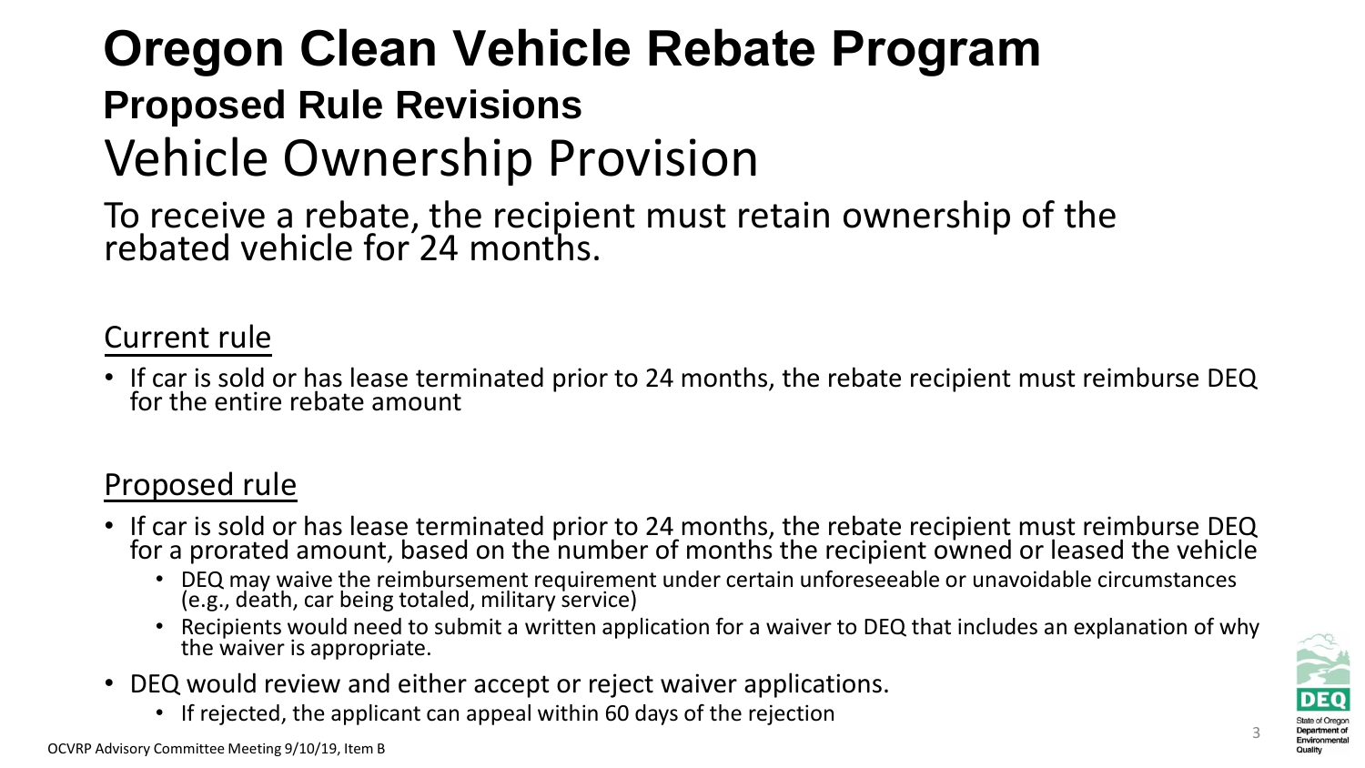# Oregon Clean Vehicle Rebate Program

## Proposed Rule Revisions

## Vehicle Ownership Provision

To receive a rebate, the recipient must retain ownership of the rebated vehicle for 24 months.

### Current rule

- If car is sold or has lease terminated prior to 24 months, the rebate recipient must reimburse DEQ for the entire rebate amount

### Proposed rule

- If car is sold or has lease terminated prior to 24 months, the rebate recipient must reimburse DEQ for a prorated amount, based on the number of months the recipient owned or leased the vehicle
  - DEQ may waive the reimbursement requirement under certain unforeseeable or unavoidable circumstances (e.g., death, car being totaled, military service)
  - Recipients would need to submit a written application for a waiver to DEQ that includes an explanation of why the waiver is appropriate.
- DEQ would review and either accept or reject waiver applications.
  - If rejected, the applicant can appeal within 60 days of the rejection

OCVRP Advisory Committee Meeting 9/10/19, Item B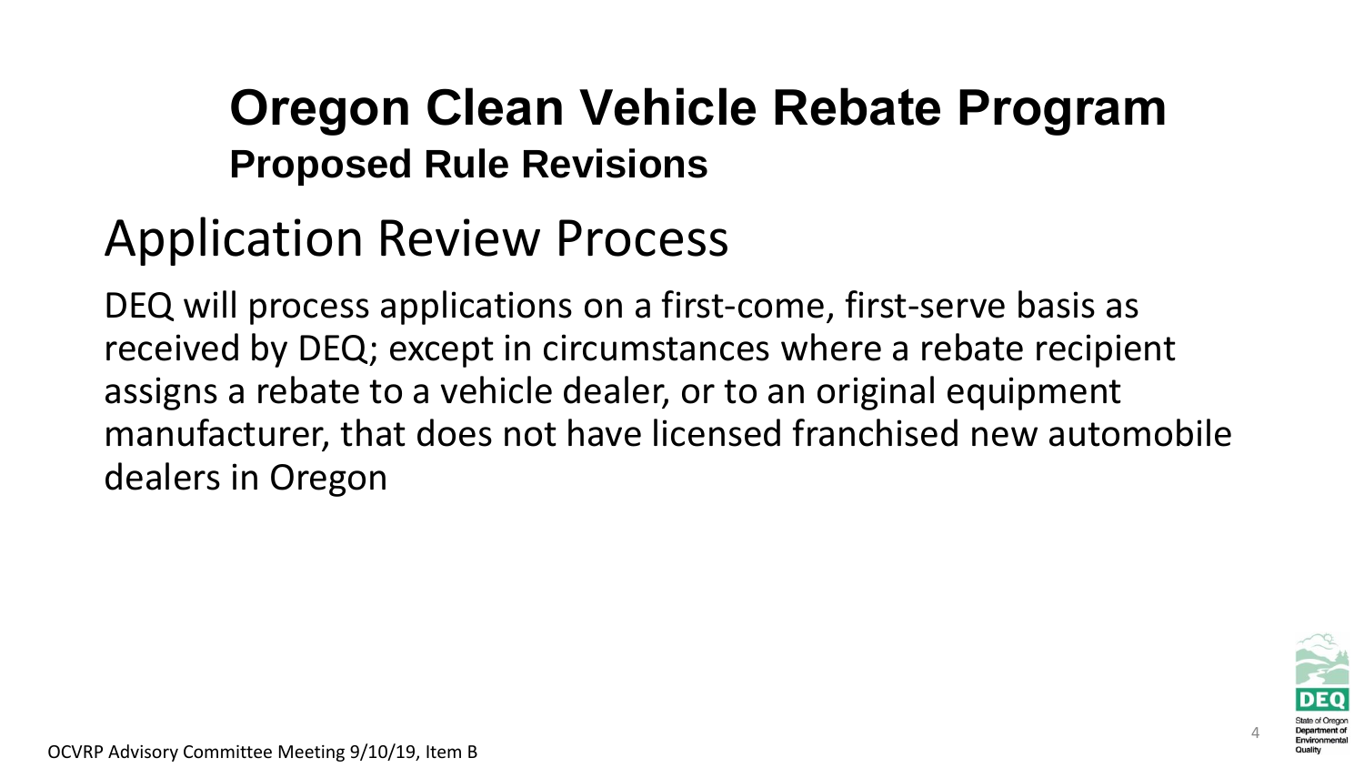# Oregon Clean Vehicle Rebate Program

## Proposed Rule Revisions

## Application Review Process

DEQ will process applications on a first-come, first-serve basis as received by DEQ; except in circumstances where a rebate recipient assigns a rebate to a vehicle dealer, or to an original equipment manufacturer, that does not have licensed franchised new automobile dealers in Oregon